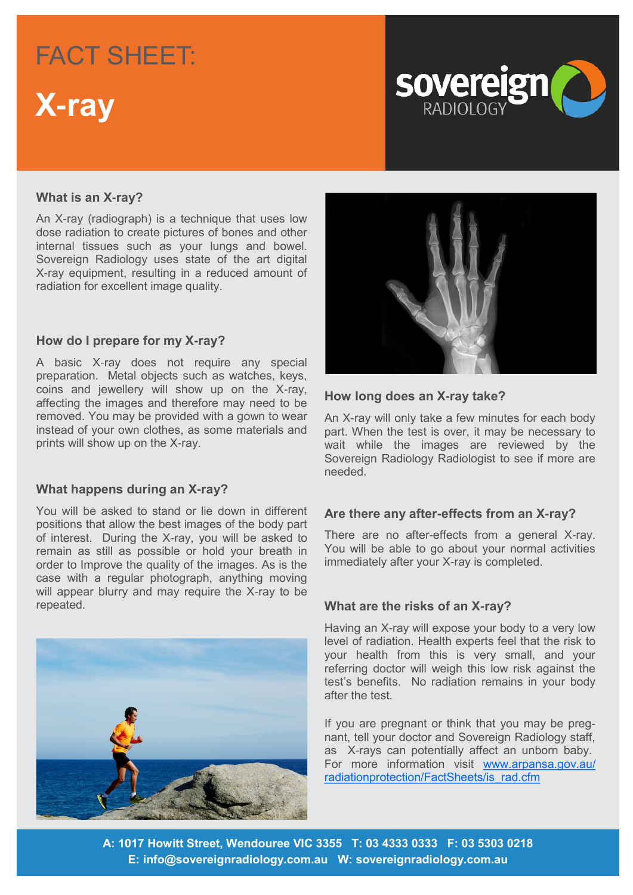# FACT SHEET:

# X-ray

sovereign RADIOLOGY

### What is an X-ray?

An X-ray (radiograph) is a technique that uses low dose radiation to create pictures of bones and other internal tissues such as your lungs and bowel. Sovereign Radiology uses state of the art digital X-ray equipment, resulting in a reduced amount of radiation for excellent image quality.

### How do I prepare for my X-ray?

A basic X-ray does not require any special preparation. Metal objects such as watches, keys, coins and jewellery will show up on the X-ray, affecting the images and therefore may need to be removed. You may be provided with a gown to wear instead of your own clothes, as some materials and prints will show up on the X-ray.

### What happens during an X-ray?

You will be asked to stand or lie down in different positions that allow the best images of the body part of interest. During the X-ray, you will be asked to remain as still as possible or hold your breath in order to Improve the quality of the images. As is the case with a regular photograph, anything moving will appear blurry and may require the X-ray to be repeated.

### How long does an X-ray take?

An X-ray will only take a few minutes for each body part. When the test is over, it may be necessary to wait while the images are reviewed by the Sovereign Radiology Radiologist to see if more are needed.

### Are there any after-effects from an X-ray?

There are no after-effects from a general X-ray. You will be able to go about your normal activities immediately after your X-ray is completed.

### What are the risks of an X-ray?

Having an X-ray will expose your body to a very low level of radiation. Health experts feel that the risk to your health from this is very small, and your referring doctor will weigh this low risk against the test's benefits. No radiation remains in your body after the test.

If you are pregnant or think that you may be pregnant, tell your doctor and Sovereign Radiology staff, as X-rays can potentially affect an unborn baby. For more information visit [www.arpansa.gov.au/radiationprotection/FactSheets/is_rad.cfm](www.arpansa.gov.au/radiationprotection/FactSheets/is_rad.cfm)

**A: 1017 Howitt Street, Wendouree VIC 3355 T: 03 4333 0333 F: 03 5303 0218**
**E: info@sovereignradiology.com.au W: sovereignradiology.com.au**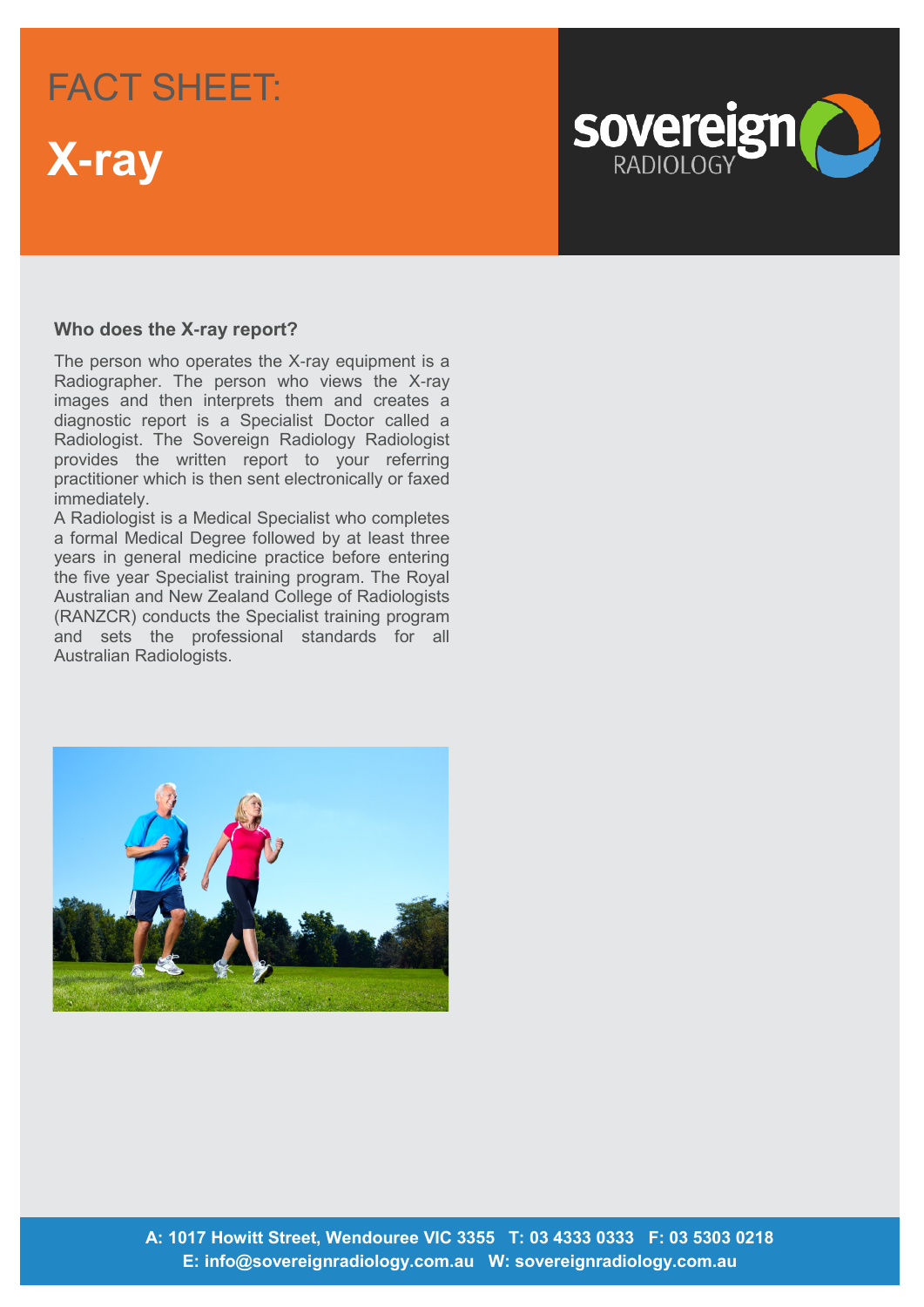# FACT SHEET:

# X-ray

### Who does the X-ray report?

The person who operates the X-ray equipment is a Radiographer. The person who views the X-ray images and then interprets them and creates a diagnostic report is a Specialist Doctor called a Radiologist. The Sovereign Radiology Radiologist provides the written report to your referring practitioner which is then sent electronically or faxed immediately.

A Radiologist is a Medical Specialist who completes a formal Medical Degree followed by at least three years in general medicine practice before entering the five year Specialist training program. The Royal Australian and New Zealand College of Radiologists (RANZCR) conducts the Specialist training program and sets the professional standards for all Australian Radiologists.

**A: 1017 Howitt Street, Wendouree VIC 3355 T: 03 4333 0333 F: 03 5303 0218**
**E: info@sovereignradiology.com.au W: sovereignradiology.com.au**